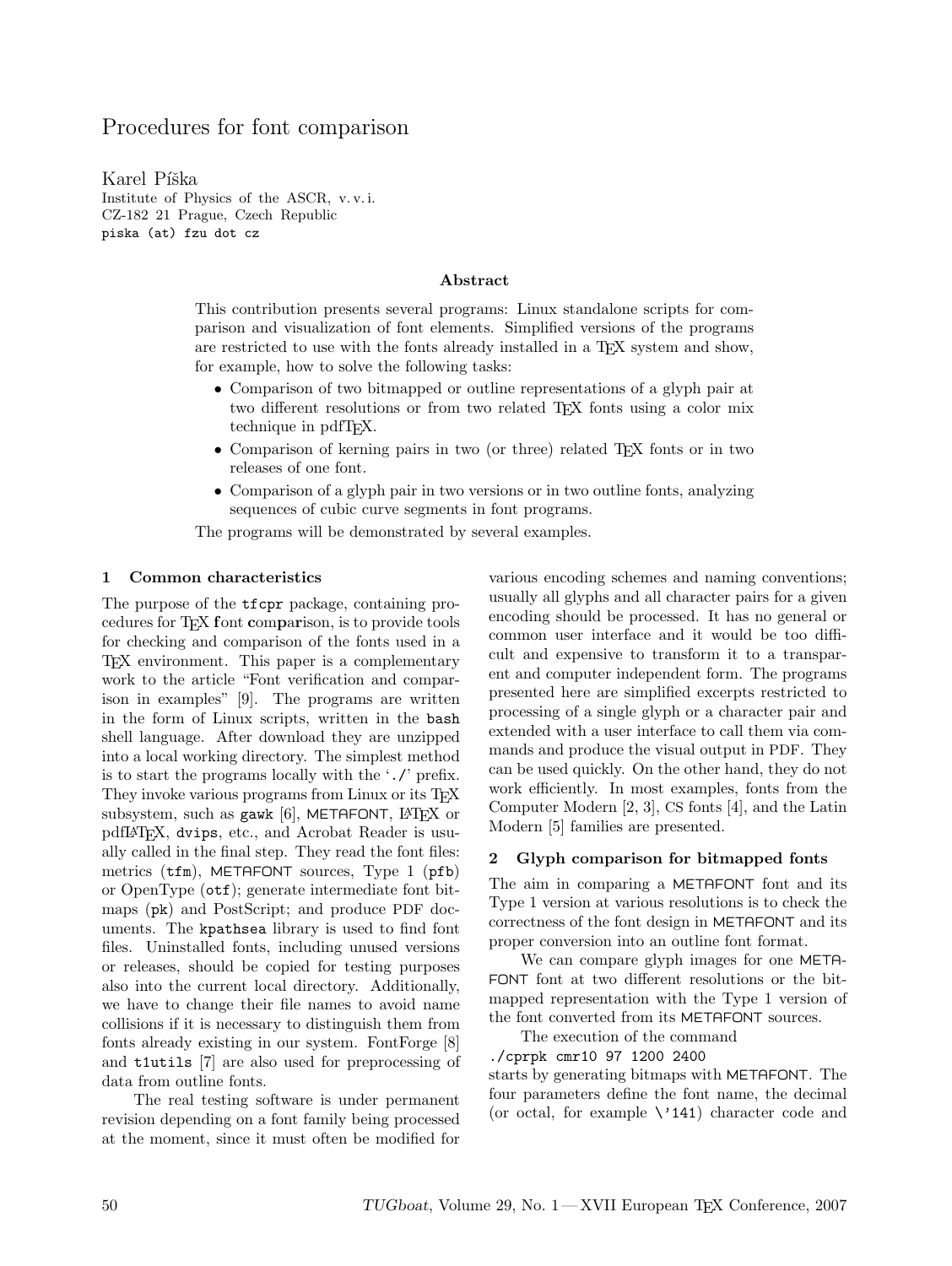# Procedures for font comparison

Karel Píška
Institute of Physics of the ASCR, v. v. i.
CZ-182 21 Prague, Czech Republic
piska (at) fzu dot cz

### Abstract

This contribution presents several programs: Linux standalone scripts for comparison and visualization of font elements. Simplified versions of the programs are restricted to use with the fonts already installed in a TEX system and show, for example, how to solve the following tasks:

- Comparison of two bitmapped or outline representations of a glyph pair at two different resolutions or from two related TEX fonts using a color mix technique in pdfTEX.
- Comparison of kerning pairs in two (or three) related TEX fonts or in two releases of one font.
- Comparison of a glyph pair in two versions or in two outline fonts, analyzing sequences of cubic curve segments in font programs.

The programs will be demonstrated by several examples.

## 1 Common characteristics

The purpose of the `tfcpr` package, containing procedures for TEX **f**ont **c**om**p**a**r**ison, is to provide tools for checking and comparison of the fonts used in a TEX environment. This paper is a complementary work to the article "Font verification and comparison in examples" [9]. The programs are written in the form of Linux scripts, written in the `bash` shell language. After download they are unzipped into a local working directory. The simplest method is to start the programs locally with the '`./`' prefix. They invoke various programs from Linux or its TEX subsystem, such as `gawk` [6], METAFONT, LATEX or pdfLATEX, `dvips`, etc., and Acrobat Reader is usually called in the final step. They read the font files: metrics (`tfm`), METAFONT sources, Type 1 (`pfb`) or OpenType (`otf`); generate intermediate font bitmaps (`pk`) and PostScript; and produce PDF documents. The `kpathsea` library is used to find font files. Uninstalled fonts, including unused versions or releases, should be copied for testing purposes also into the current local directory. Additionally, we have to change their file names to avoid name collisions if it is necessary to distinguish them from fonts already existing in our system. FontForge [8] and `t1utils` [7] are also used for preprocessing of data from outline fonts.

The real testing software is under permanent revision depending on a font family being processed at the moment, since it must often be modified for various encoding schemes and naming conventions; usually all glyphs and all character pairs for a given encoding should be processed. It has no general or common user interface and it would be too difficult and expensive to transform it to a transparent and computer independent form. The programs presented here are simplified excerpts restricted to processing of a single glyph or a character pair and extended with a user interface to call them via commands and produce the visual output in PDF. They can be used quickly. On the other hand, they do not work efficiently. In most examples, fonts from the Computer Modern [2, 3], CS fonts [4], and the Latin Modern [5] families are presented.

## 2 Glyph comparison for bitmapped fonts

The aim in comparing a METAFONT font and its Type 1 version at various resolutions is to check the correctness of the font design in METAFONT and its proper conversion into an outline font format.

We can compare glyph images for one METAFONT font at two different resolutions or the bitmapped representation with the Type 1 version of the font converted from its METAFONT sources.

The execution of the command

```
./cprpk cmr10 97 1200 2400
```

starts by generating bitmaps with METAFONT. The four parameters define the font name, the decimal (or octal, for example `\'141`) character code and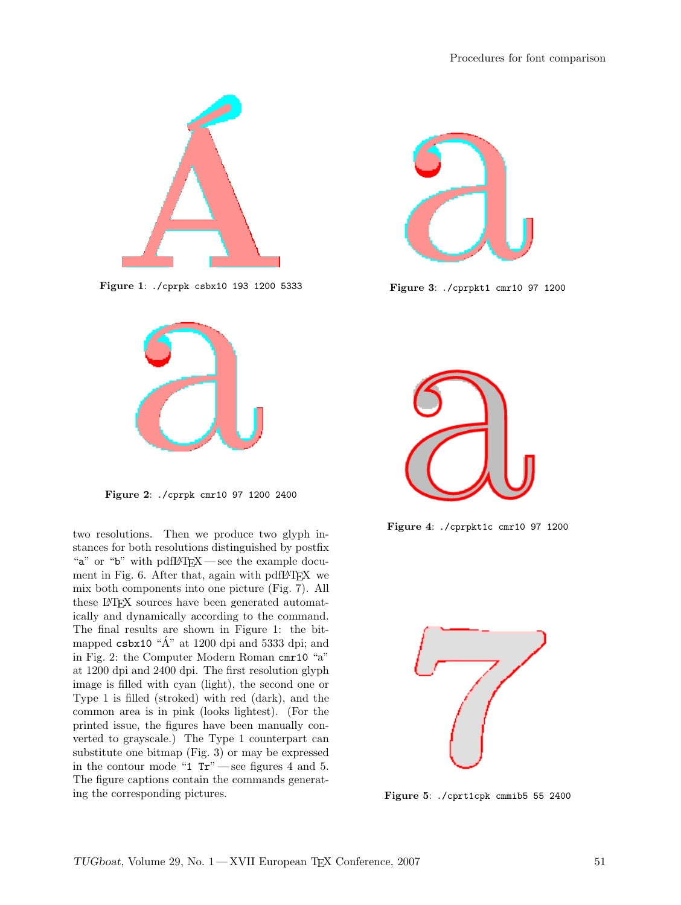**Figure 1**: `./cprpk csbx10 193 1200 5333`

**Figure 3**: `./cprpkt1 cmr10 97 1200`

**Figure 2**: `./cprpk cmr10 97 1200 2400`

**Figure 4**: `./cprpkt1c cmr10 97 1200`

**Figure 5**: `./cprt1cpk cmmib5 55 2400`

two resolutions. Then we produce two glyph instances for both resolutions distinguished by postfix "`a`" or "`b`" with pdfLaTeX — see the example document in Fig. 6. After that, again with pdfLaTeX we mix both components into one picture (Fig. 7). All these LaTeX sources have been generated automatically and dynamically according to the command. The final results are shown in Figure 1: the bitmapped `csbx10` "Á" at 1200 dpi and 5333 dpi; and in Fig. 2: the Computer Modern Roman `cmr10` "a" at 1200 dpi and 2400 dpi. The first resolution glyph image is filled with cyan (light), the second one or Type 1 is filled (stroked) with red (dark), and the common area is in pink (looks lightest). (For the printed issue, the figures have been manually converted to grayscale.) The Type 1 counterpart can substitute one bitmap (Fig. 3) or may be expressed in the contour mode "`1 Tr`" — see figures 4 and 5. The figure captions contain the commands generating the corresponding pictures.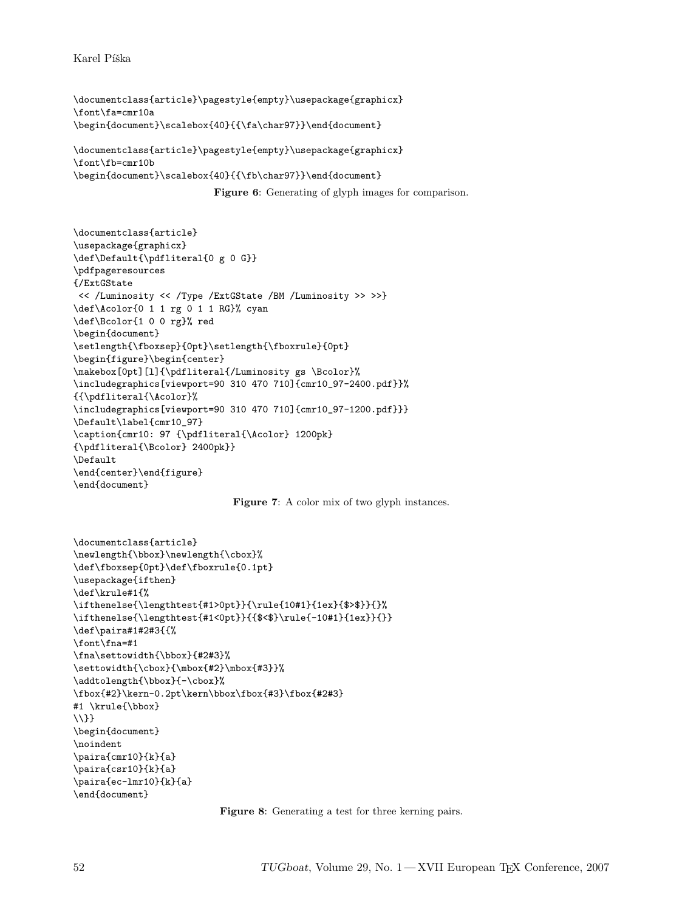```
\documentclass{article}\pagestyle{empty}\usepackage{graphicx}
\font\fa=cmr10a
\begin{document}\scalebox{40}{{\fa\char97}}\end{document}

\documentclass{article}\pagestyle{empty}\usepackage{graphicx}
\font\fb=cmr10b
\begin{document}\scalebox{40}{{\fb\char97}}\end{document}
```

**Figure 6**: Generating of glyph images for comparison.

```
\documentclass{article}
\usepackage{graphicx}
\def\Default{\pdfliteral{0 g 0 G}}
\pdfpageresources
{/ExtGState
 << /Luminosity << /Type /ExtGState /BM /Luminosity >> >>}
\def\Acolor{0 1 1 rg 0 1 1 RG}% cyan
\def\Bcolor{1 0 0 rg}% red
\begin{document}
\setlength{\fboxsep}{0pt}\setlength{\fboxrule}{0pt}
\begin{figure}\begin{center}
\makebox[0pt][l]{\pdfliteral{/Luminosity gs \Bcolor}%
\includegraphics[viewport=90 310 470 710]{cmr10_97-2400.pdf}}%
{{\pdfliteral{\Acolor}%
\includegraphics[viewport=90 310 470 710]{cmr10_97-1200.pdf}}}
\Default\label{cmr10_97}
\caption{cmr10: 97 {\pdfliteral{\Acolor} 1200pk}
{\pdfliteral{\Bcolor} 2400pk}}
\Default
\end{center}\end{figure}
\end{document}
```

**Figure 7**: A color mix of two glyph instances.

```
\documentclass{article}
\newlength{\bbox}\newlength{\cbox}%
\def\fboxsep{0pt}\def\fboxrule{0.1pt}
\usepackage{ifthen}
\def\krule#1{%
\ifthenelse{\lengthtest{#1>0pt}}{\rule{10#1}{1ex}{$>$}}{}%
\ifthenelse{\lengthtest{#1<0pt}}{{$<$}\rule{-10#1}{1ex}}{}}
\def\paira#1#2#3{{%
\font\fna=#1
\fna\settowidth{\bbox}{#2#3}%
\settowidth{\cbox}{\mbox{#2}\mbox{#3}}%
\addtolength{\bbox}{-\cbox}%
\fbox{#2}\kern-0.2pt\kern\bbox\fbox{#3}\fbox{#2#3}
#1 \krule{\bbox}
\\}}
\begin{document}
\noindent
\paira{cmr10}{k}{a}
\paira{csr10}{k}{a}
\paira{ec-lmr10}{k}{a}
\end{document}
```

**Figure 8**: Generating a test for three kerning pairs.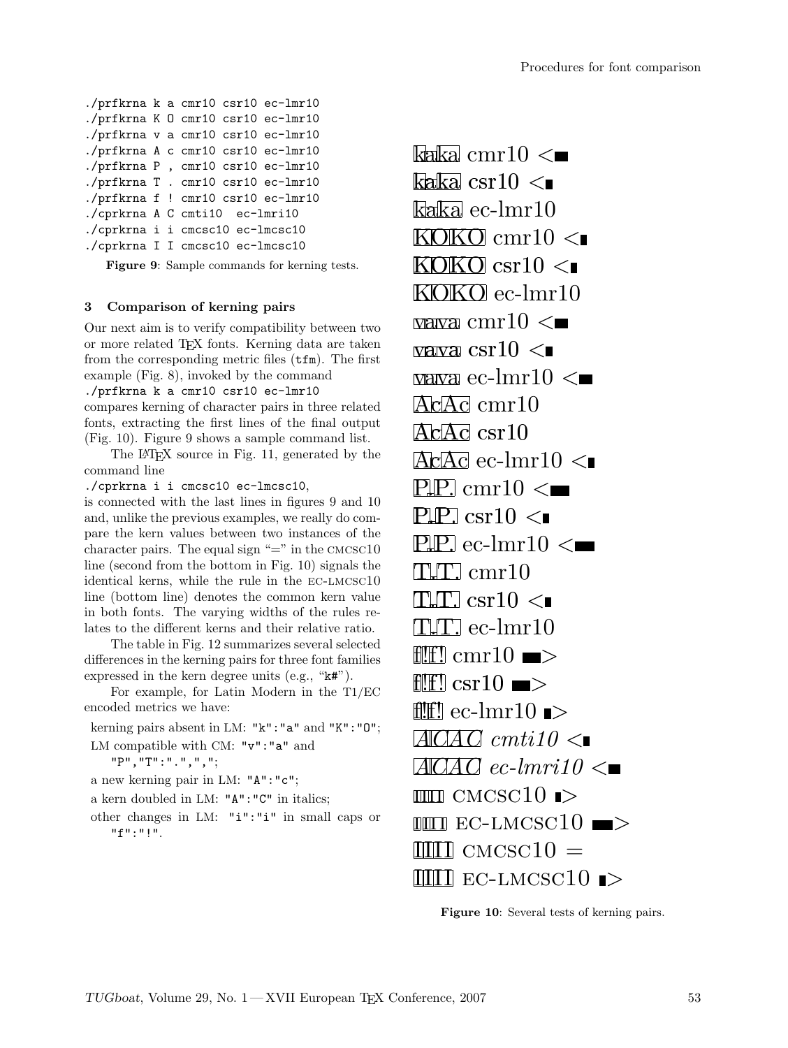```
./prfkrna k a cmr10 csr10 ec-lmr10
./prfkrna K O cmr10 csr10 ec-lmr10
./prfkrna v a cmr10 csr10 ec-lmr10
./prfkrna A c cmr10 csr10 ec-lmr10
./prfkrna P , cmr10 csr10 ec-lmr10
./prfkrna T . cmr10 csr10 ec-lmr10
./prfkrna f ! cmr10 csr10 ec-lmr10
./cprkrna A C cmti10  ec-lmri10
./cprkrna i i cmcsc10 ec-lmcsc10
./cprkrna I I cmcsc10 ec-lmcsc10
```

**Figure 9**: Sample commands for kerning tests.

## 3 Comparison of kerning pairs

Our next aim is to verify compatibility between two or more related TEX fonts. Kerning data are taken from the corresponding metric files (`tfm`). The first example (Fig. 8), invoked by the command

`./prfkrna k a cmr10 csr10 ec-lmr10`

compares kerning of character pairs in three related fonts, extracting the first lines of the final output (Fig. 10). Figure 9 shows a sample command list.

The LATEX source in Fig. 11, generated by the command line

`./cprkrna i i cmcsc10 ec-lmcsc10`,

is connected with the last lines in figures 9 and 10 and, unlike the previous examples, we really do compare the kern values between two instances of the character pairs. The equal sign "=" in the CMCSC10 line (second from the bottom in Fig. 10) signals the identical kerns, while the rule in the EC-LMCSC10 line (bottom line) denotes the common kern value in both fonts. The varying widths of the rules relates to the different kerns and their relative ratio.

The table in Fig. 12 summarizes several selected differences in the kerning pairs for three font families expressed in the kern degree units (e.g., "`k#`").

For example, for Latin Modern in the T1/EC encoded metrics we have:

- kerning pairs absent in LM: `"k":"a"` and `"K":"O"`;
- LM compatible with CM: `"v":"a"` and `"P","T":".",","`;
- a new kerning pair in LM: `"A":"c"`;
- a kern doubled in LM: `"A":"C"` in italics;
- other changes in LM: `"i":"i"` in small caps or `"f":"!"`.

kaka cmr10 <
kaka csr10 <
kaka ec-lmr10
KOKO cmr10 <
KOKO csr10 <
KOKO ec-lmr10
vava cmr10 <
vava csr10 <
vava ec-lmr10 <
AcAc cmr10
AcAc csr10
AcAc ec-lmr10 <
P,P, cmr10 <
P,P, csr10 <
P,P, ec-lmr10 <
T.T. cmr10
T.T. csr10 <
T.T. ec-lmr10
f!f! cmr10 >
f!f! csr10 >
f!f! ec-lmr10 >
*ACAC cmti10 <*
*ACAC ec-lmri10 <*
iiii CMCSC10 >
iiii EC-LMCSC10 >
IIII CMCSC10 =
IIII EC-LMCSC10 >

**Figure 10**: Several tests of kerning pairs.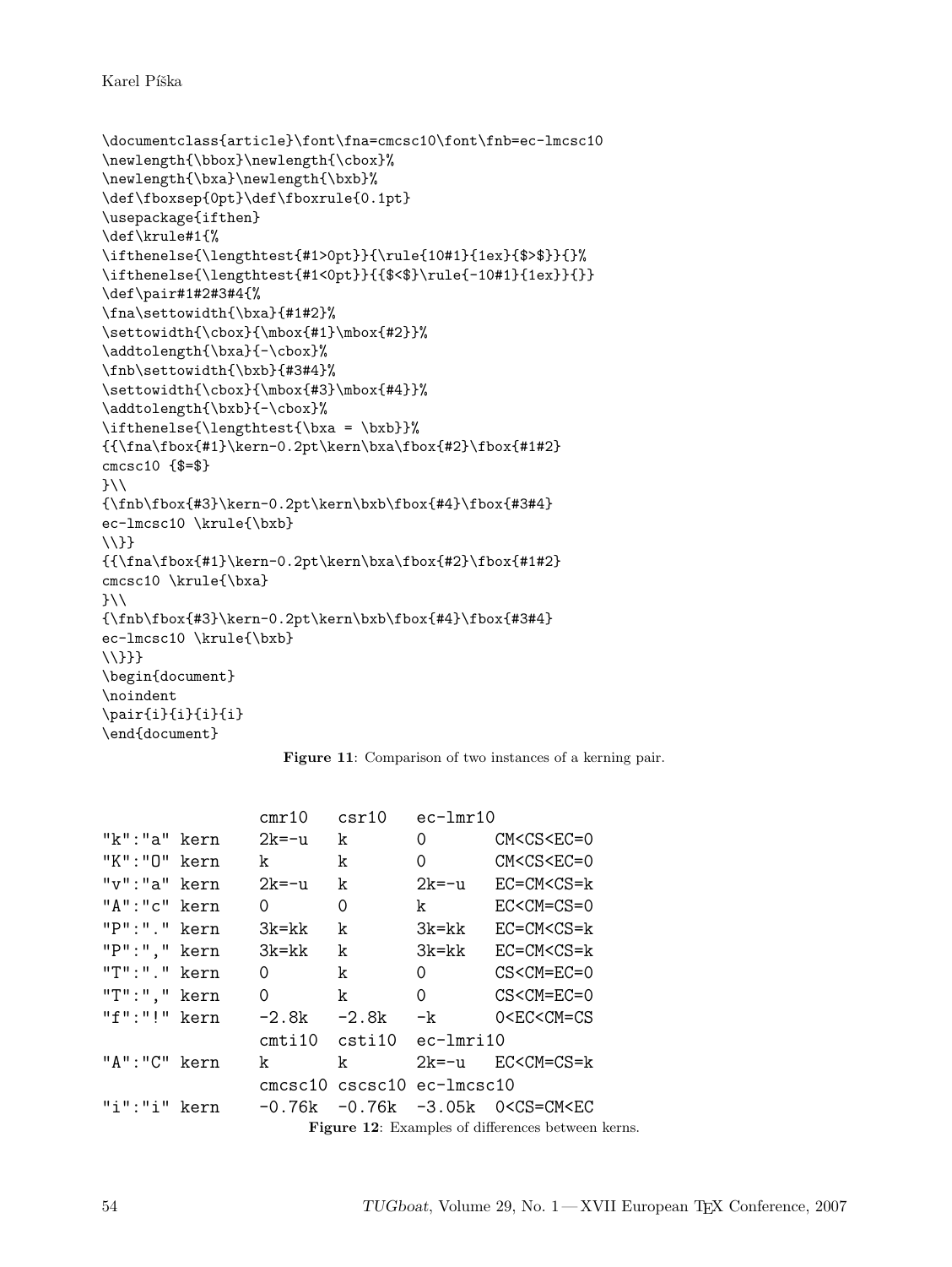```
\documentclass{article}\font\fna=cmcsc10\font\fnb=ec-lmcsc10
\newlength{\bbox}\newlength{\cbox}%
\newlength{\bxa}\newlength{\bxb}%
\def\fboxsep{0pt}\def\fboxrule{0.1pt}
\usepackage{ifthen}
\def\krule#1{%
\ifthenelse{\lengthtest{#1>0pt}}{\rule{10#1}{1ex}{$>$}}{}%
\ifthenelse{\lengthtest{#1<0pt}}{{$<$}\rule{-10#1}{1ex}}{}}
\def\pair#1#2#3#4{%
\fna\settowidth{\bxa}{#1#2}%
\settowidth{\cbox}{\mbox{#1}\mbox{#2}}%
\addtolength{\bxa}{-\cbox}%
\fnb\settowidth{\bxb}{#3#4}%
\settowidth{\cbox}{\mbox{#3}\mbox{#4}}%
\addtolength{\bxb}{-\cbox}%
\ifthenelse{\lengthtest{\bxa = \bxb}}%
{{\fna\fbox{#1}\kern-0.2pt\kern\bxa\fbox{#2}\fbox{#1#2}
cmcsc10 {$=$}
}\\
{\fnb\fbox{#3}\kern-0.2pt\kern\bxb\fbox{#4}\fbox{#3#4}
ec-lmcsc10 \krule{\bxb}
\\}}
{{\fna\fbox{#1}\kern-0.2pt\kern\bxa\fbox{#2}\fbox{#1#2}
cmcsc10 \krule{\bxa}
}\\
{\fnb\fbox{#3}\kern-0.2pt\kern\bxb\fbox{#4}\fbox{#3#4}
ec-lmcsc10 \krule{\bxb}
\\}}}
\begin{document}
\noindent
\pair{i}{i}{i}{i}
\end{document}
```

**Figure 11**: Comparison of two instances of a kerning pair.

|  | cmr10 | csr10 | ec-lmr10 |  |
|---|---|---|---|---|
| "k":"a" kern | 2k=-u | k | 0 | CM<CS<EC=0 |
| "K":"O" kern | k | k | 0 | CM<CS<EC=0 |
| "v":"a" kern | 2k=-u | k | 2k=-u | EC=CM<CS=k |
| "A":"c" kern | 0 | 0 | k | EC<CM=CS=0 |
| "P":"." kern | 3k=kk | k | 3k=kk | EC=CM<CS=k |
| "P":"," kern | 3k=kk | k | 3k=kk | EC=CM<CS=k |
| "T":"." kern | 0 | k | 0 | CS<CM=EC=0 |
| "T":"," kern | 0 | k | 0 | CS<CM=EC=0 |
| "f":"!" kern | -2.8k | -2.8k | -k | 0<EC<CM=CS |
|  | cmti10 | csti10 | ec-lmri10 |  |
| "A":"C" kern | k | k | 2k=-u | EC<CM=CS=k |
|  | cmcsc10 | cscsc10 | ec-lmcsc10 |  |
| "i":"i" kern | -0.76k | -0.76k | -3.05k | 0<CS=CM<EC |

**Figure 12**: Examples of differences between kerns.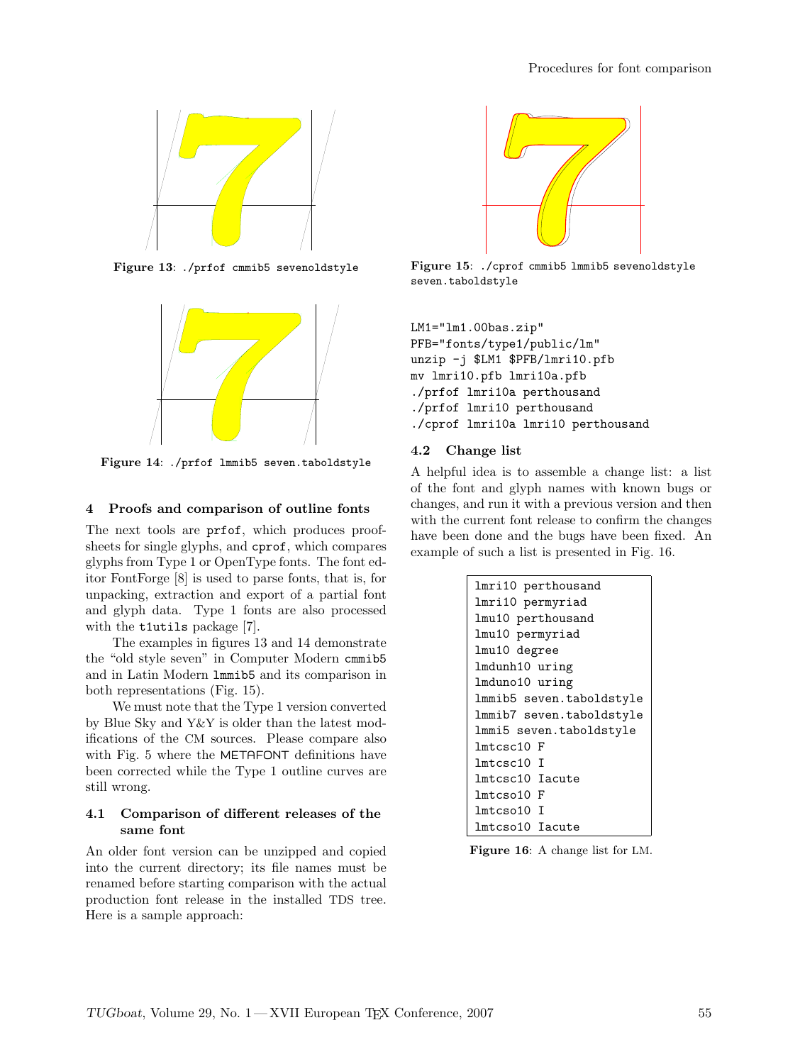Figure 13: ./prfof cmmib5 sevenoldstyle

Figure 14: ./prfof lmmib5 seven.taboldstyle

## 4 Proofs and comparison of outline fonts

The next tools are prfof, which produces proof-sheets for single glyphs, and cprof, which compares glyphs from Type 1 or OpenType fonts. The font editor FontForge [8] is used to parse fonts, that is, for unpacking, extraction and export of a partial font and glyph data. Type 1 fonts are also processed with the t1utils package [7].

The examples in figures 13 and 14 demonstrate the "old style seven" in Computer Modern cmmib5 and in Latin Modern lmmib5 and its comparison in both representations (Fig. 15).

We must note that the Type 1 version converted by Blue Sky and Y&Y is older than the latest modifications of the CM sources. Please compare also with Fig. 5 where the METAFONT definitions have been corrected while the Type 1 outline curves are still wrong.

### 4.1 Comparison of different releases of the same font

An older font version can be unzipped and copied into the current directory; its file names must be renamed before starting comparison with the actual production font release in the installed TDS tree. Here is a sample approach:

Figure 15: ./cprof cmmib5 lmmib5 sevenoldstyle seven.taboldstyle

```
LM1="lm1.00bas.zip"
PFB="fonts/type1/public/lm"
unzip -j $LM1 $PFB/lmri10.pfb
mv lmri10.pfb lmri10a.pfb
./prfof lmri10a perthousand
./prfof lmri10 perthousand
./cprof lmri10a lmri10 perthousand
```

### 4.2 Change list

A helpful idea is to assemble a change list: a list of the font and glyph names with known bugs or changes, and run it with a previous version and then with the current font release to confirm the changes have been done and the bugs have been fixed. An example of such a list is presented in Fig. 16.

```
lmri10 perthousand
lmri10 permyriad
lmu10 perthousand
lmu10 permyriad
lmu10 degree
lmdunh10 uring
lmduno10 uring
lmmib5 seven.taboldstyle
lmmib7 seven.taboldstyle
lmmi5 seven.taboldstyle
lmtcsc10 F
lmtcsc10 I
lmtcsc10 Iacute
lmtcso10 F
lmtcso10 I
lmtcso10 Iacute
```

Figure 16: A change list for LM.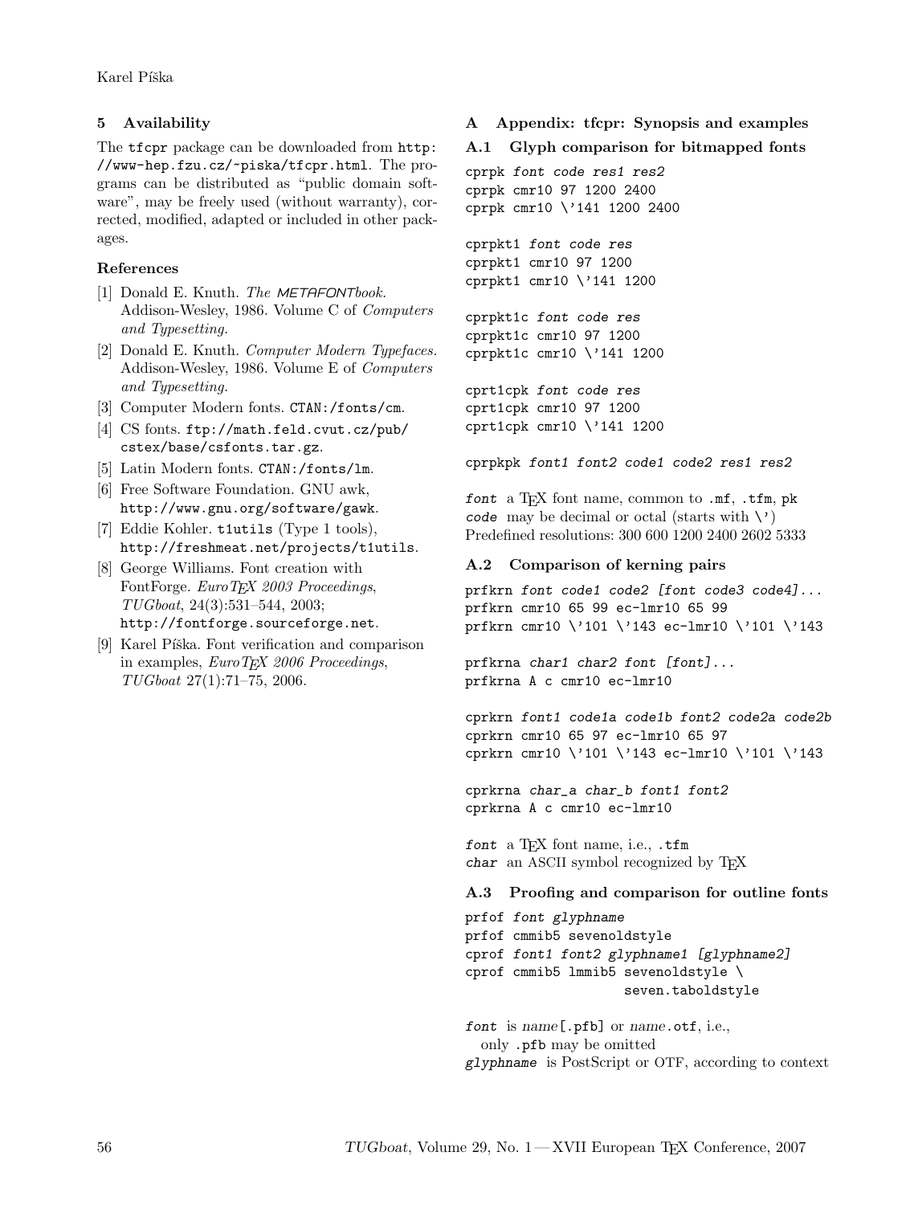## 5 Availability

The `tfcpr` package can be downloaded from `http://www-hep.fzu.cz/~piska/tfcpr.html`. The programs can be distributed as "public domain software", may be freely used (without warranty), corrected, modified, adapted or included in other packages.

### References

[1] Donald E. Knuth. *The METAFONTbook.* Addison-Wesley, 1986. Volume C of *Computers and Typesetting.*

[2] Donald E. Knuth. *Computer Modern Typefaces.* Addison-Wesley, 1986. Volume E of *Computers and Typesetting.*

[3] Computer Modern fonts. `CTAN:/fonts/cm`.

[4] CS fonts. `ftp://math.feld.cvut.cz/pub/cstex/base/csfonts.tar.gz`.

[5] Latin Modern fonts. `CTAN:/fonts/lm`.

[6] Free Software Foundation. GNU awk, `http://www.gnu.org/software/gawk`.

[7] Eddie Kohler. `t1utils` (Type 1 tools), `http://freshmeat.net/projects/t1utils`.

[8] George Williams. Font creation with FontForge. *EuroTEX 2003 Proceedings*, *TUGboat*, 24(3):531–544, 2003; `http://fontforge.sourceforge.net`.

[9] Karel Píška. Font verification and comparison in examples, *EuroTEX 2006 Proceedings*, *TUGboat* 27(1):71–75, 2006.

## A Appendix: tfcpr: Synopsis and examples

### A.1 Glyph comparison for bitmapped fonts

```
cprpk font code res1 res2
cprpk cmr10 97 1200 2400
cprpk cmr10 \'141 1200 2400

cprpkt1 font code res
cprpkt1 cmr10 97 1200
cprpkt1 cmr10 \'141 1200

cprpkt1c font code res
cprpkt1c cmr10 97 1200
cprpkt1c cmr10 \'141 1200

cprt1cpk font code res
cprt1cpk cmr10 97 1200
cprt1cpk cmr10 \'141 1200

cprpkpk font1 font2 code1 code2 res1 res2
```

*font* a TEX font name, common to `.mf`, `.tfm`, `pk`
*code* may be decimal or octal (starts with `\'`)
Predefined resolutions: 300 600 1200 2400 2602 5333

### A.2 Comparison of kerning pairs

```
prfkrn font code1 code2 [font code3 code4]...
prfkrn cmr10 65 99 ec-lmr10 65 99
prfkrn cmr10 \'101 \'143 ec-lmr10 \'101 \'143

prfkrna char1 char2 font [font]...
prfkrna A c cmr10 ec-lmr10

cprkrn font1 code1a code1b font2 code2a code2b
cprkrn cmr10 65 97 ec-lmr10 65 97
cprkrn cmr10 \'101 \'143 ec-lmr10 \'101 \'143

cprkrna char_a char_b font1 font2
cprkrna A c cmr10 ec-lmr10
```

*font* a TEX font name, i.e., `.tfm`
*char* an ASCII symbol recognized by TEX

### A.3 Proofing and comparison for outline fonts

```
prfof font glyphname
prfof cmmib5 sevenoldstyle
cprof font1 font2 glyphname1 [glyphname2]
cprof cmmib5 lmmib5 sevenoldstyle \
                    seven.taboldstyle
```

*font* is *name*[`.pfb`] or *name*`.otf`, i.e., only `.pfb` may be omitted
*glyphname* is PostScript or OTF, according to context